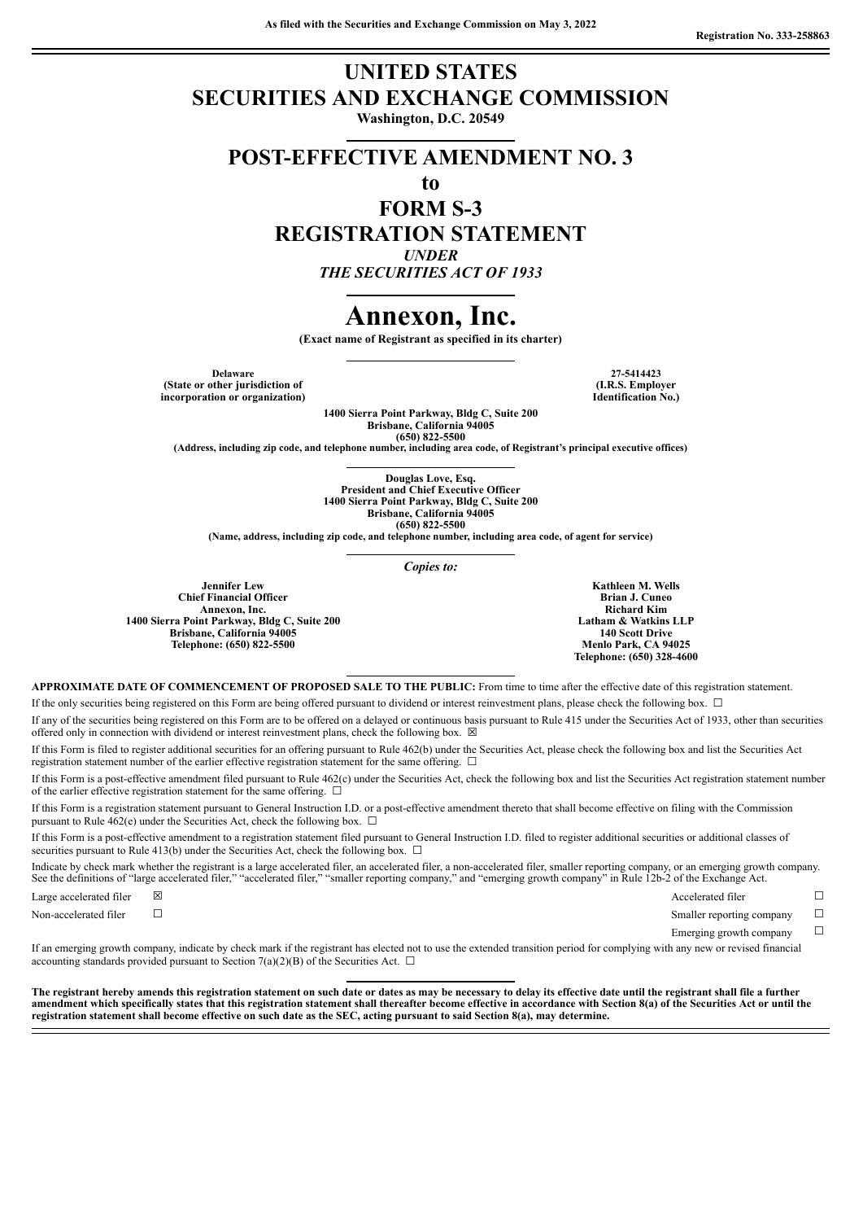As filed with the Securities and Exchange Commission on May 3, 2022

Registration No. 333-258863

# UNITED STATES SECURITIES AND EXCHANGE COMMISSION

**Washington, D.C. 20549**

# POST-EFFECTIVE AMENDMENT NO. 3

**to**

# FORM S-3

# REGISTRATION STATEMENT

***UNDER***

***THE SECURITIES ACT OF 1933***

# Annexon, Inc.

**(Exact name of Registrant as specified in its charter)**

| | |
|---|---|
| **Delaware** | **27-5414423** |
| **(State or other jurisdiction of incorporation or organization)** | **(I.R.S. Employer Identification No.)** |

**1400 Sierra Point Parkway, Bldg C, Suite 200**
**Brisbane, California 94005**
**(650) 822-5500**
**(Address, including zip code, and telephone number, including area code, of Registrant's principal executive offices)**

**Douglas Love, Esq.**
**President and Chief Executive Officer**
**1400 Sierra Point Parkway, Bldg C, Suite 200**
**Brisbane, California 94005**
**(650) 822-5500**
**(Name, address, including zip code, and telephone number, including area code, of agent for service)**

***Copies to:***

| | |
|---|---|
| **Jennifer Lew** | **Kathleen M. Wells** |
| **Chief Financial Officer** | **Brian J. Cuneo** |
| **Annexon, Inc.** | **Richard Kim** |
| **1400 Sierra Point Parkway, Bldg C, Suite 200** | **Latham & Watkins LLP** |
| **Brisbane, California 94005** | **140 Scott Drive** |
| **Telephone: (650) 822-5500** | **Menlo Park, CA 94025** |
| | **Telephone: (650) 328-4600** |

**APPROXIMATE DATE OF COMMENCEMENT OF PROPOSED SALE TO THE PUBLIC:** From time to time after the effective date of this registration statement.

If the only securities being registered on this Form are being offered pursuant to dividend or interest reinvestment plans, please check the following box. ☐

If any of the securities being registered on this Form are to be offered on a delayed or continuous basis pursuant to Rule 415 under the Securities Act of 1933, other than securities offered only in connection with dividend or interest reinvestment plans, check the following box. ☒

If this Form is filed to register additional securities for an offering pursuant to Rule 462(b) under the Securities Act, please check the following box and list the Securities Act registration statement number of the earlier effective registration statement for the same offering. ☐

If this Form is a post-effective amendment filed pursuant to Rule 462(c) under the Securities Act, check the following box and list the Securities Act registration statement number of the earlier effective registration statement for the same offering. ☐

If this Form is a registration statement pursuant to General Instruction I.D. or a post-effective amendment thereto that shall become effective on filing with the Commission pursuant to Rule 462(e) under the Securities Act, check the following box. ☐

If this Form is a post-effective amendment to a registration statement filed pursuant to General Instruction I.D. filed to register additional securities or additional classes of securities pursuant to Rule 413(b) under the Securities Act, check the following box. ☐

Indicate by check mark whether the registrant is a large accelerated filer, an accelerated filer, a non-accelerated filer, smaller reporting company, or an emerging growth company. See the definitions of "large accelerated filer," "accelerated filer," "smaller reporting company," and "emerging growth company" in Rule 12b-2 of the Exchange Act.

| | | | |
|---|---|---|---|
| Large accelerated filer | ☒ | Accelerated filer | ☐ |
| Non-accelerated filer | ☐ | Smaller reporting company | ☐ |
| | | Emerging growth company | ☐ |

If an emerging growth company, indicate by check mark if the registrant has elected not to use the extended transition period for complying with any new or revised financial accounting standards provided pursuant to Section 7(a)(2)(B) of the Securities Act. ☐

**The registrant hereby amends this registration statement on such date or dates as may be necessary to delay its effective date until the registrant shall file a further amendment which specifically states that this registration statement shall thereafter become effective in accordance with Section 8(a) of the Securities Act or until the registration statement shall become effective on such date as the SEC, acting pursuant to said Section 8(a), may determine.**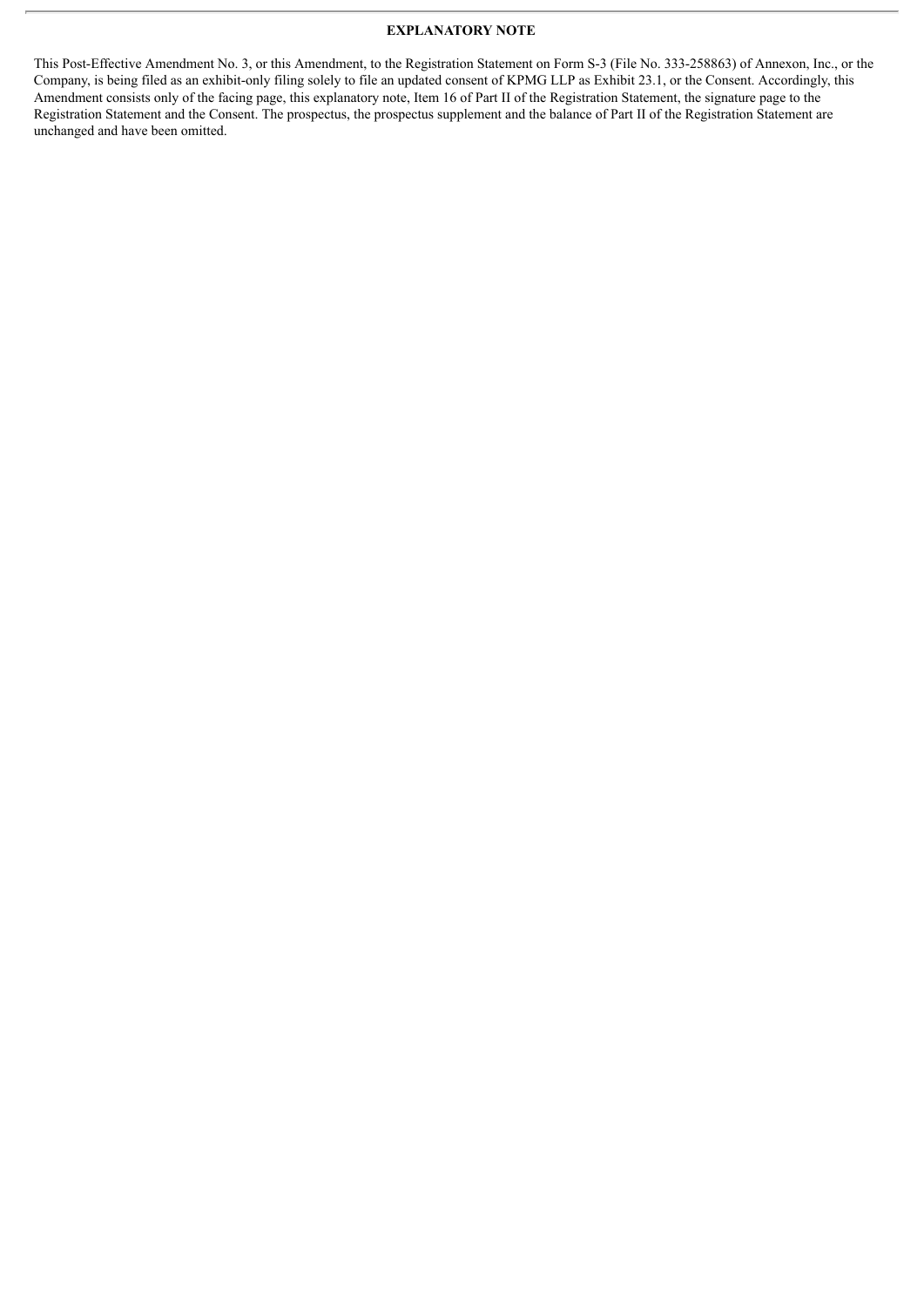**EXPLANATORY NOTE**

This Post-Effective Amendment No. 3, or this Amendment, to the Registration Statement on Form S-3 (File No. 333-258863) of Annexon, Inc., or the Company, is being filed as an exhibit-only filing solely to file an updated consent of KPMG LLP as Exhibit 23.1, or the Consent. Accordingly, this Amendment consists only of the facing page, this explanatory note, Item 16 of Part II of the Registration Statement, the signature page to the Registration Statement and the Consent. The prospectus, the prospectus supplement and the balance of Part II of the Registration Statement are unchanged and have been omitted.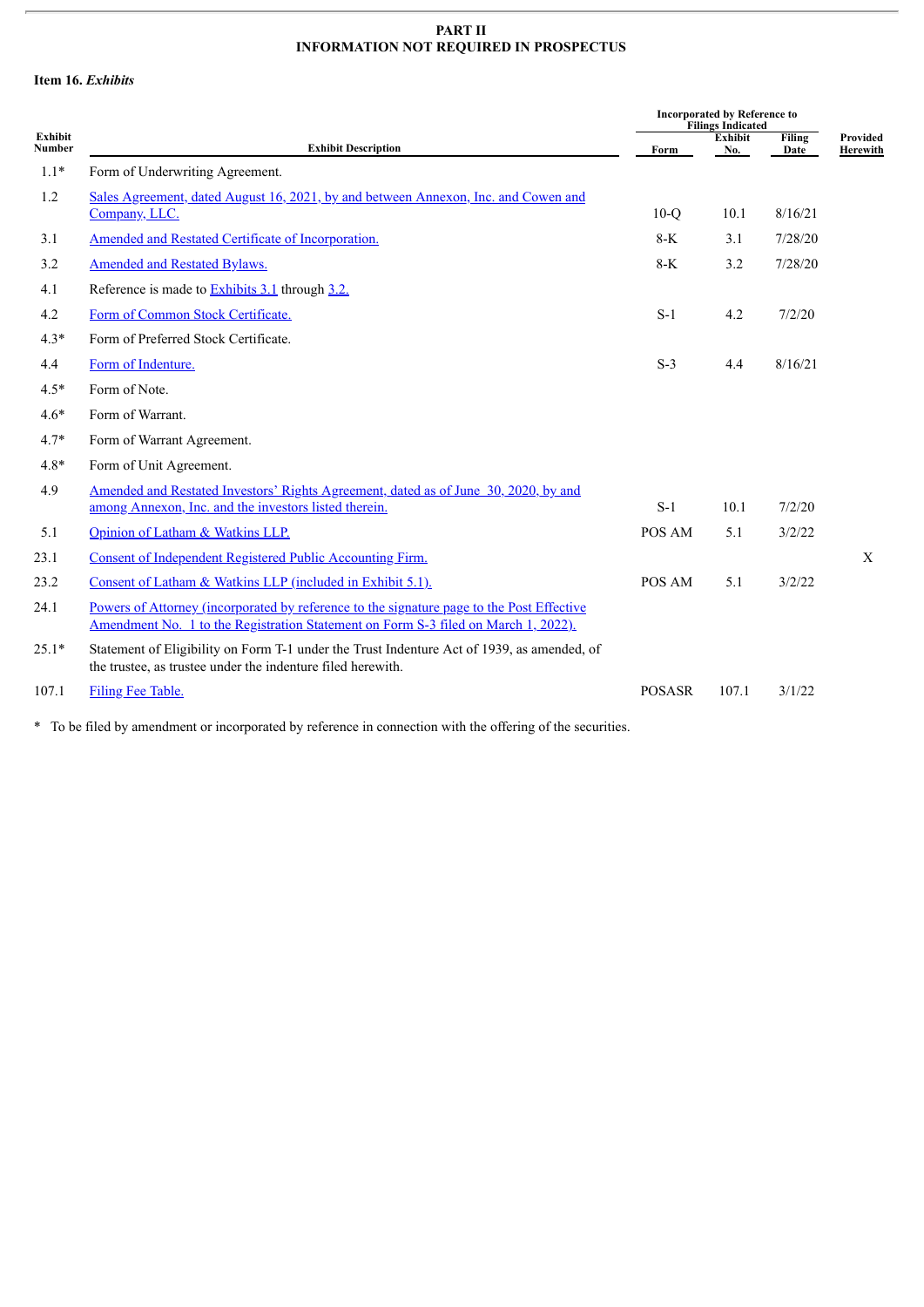# PART II
# INFORMATION NOT REQUIRED IN PROSPECTUS

**Item 16.** ***Exhibits***

| Exhibit Number | Exhibit Description | Incorporated by Reference to Filings Indicated | | | Provided Herewith |
|---|---|---|---|---|---|
| | | Form | Exhibit No. | Filing Date | |
| 1.1* | Form of Underwriting Agreement. | | | | |
| 1.2 | Sales Agreement, dated August 16, 2021, by and between Annexon, Inc. and Cowen and Company, LLC. | 10-Q | 10.1 | 8/16/21 | |
| 3.1 | Amended and Restated Certificate of Incorporation. | 8-K | 3.1 | 7/28/20 | |
| 3.2 | Amended and Restated Bylaws. | 8-K | 3.2 | 7/28/20 | |
| 4.1 | Reference is made to Exhibits 3.1 through 3.2. | | | | |
| 4.2 | Form of Common Stock Certificate. | S-1 | 4.2 | 7/2/20 | |
| 4.3* | Form of Preferred Stock Certificate. | | | | |
| 4.4 | Form of Indenture. | S-3 | 4.4 | 8/16/21 | |
| 4.5* | Form of Note. | | | | |
| 4.6* | Form of Warrant. | | | | |
| 4.7* | Form of Warrant Agreement. | | | | |
| 4.8* | Form of Unit Agreement. | | | | |
| 4.9 | Amended and Restated Investors' Rights Agreement, dated as of June 30, 2020, by and among Annexon, Inc. and the investors listed therein. | S-1 | 10.1 | 7/2/20 | |
| 5.1 | Opinion of Latham & Watkins LLP. | POS AM | 5.1 | 3/2/22 | |
| 23.1 | Consent of Independent Registered Public Accounting Firm. | | | | X |
| 23.2 | Consent of Latham & Watkins LLP (included in Exhibit 5.1). | POS AM | 5.1 | 3/2/22 | |
| 24.1 | Powers of Attorney (incorporated by reference to the signature page to the Post Effective Amendment No. 1 to the Registration Statement on Form S-3 filed on March 1, 2022). | | | | |
| 25.1* | Statement of Eligibility on Form T-1 under the Trust Indenture Act of 1939, as amended, of the trustee, as trustee under the indenture filed herewith. | | | | |
| 107.1 | Filing Fee Table. | POSASR | 107.1 | 3/1/22 | |

\* To be filed by amendment or incorporated by reference in connection with the offering of the securities.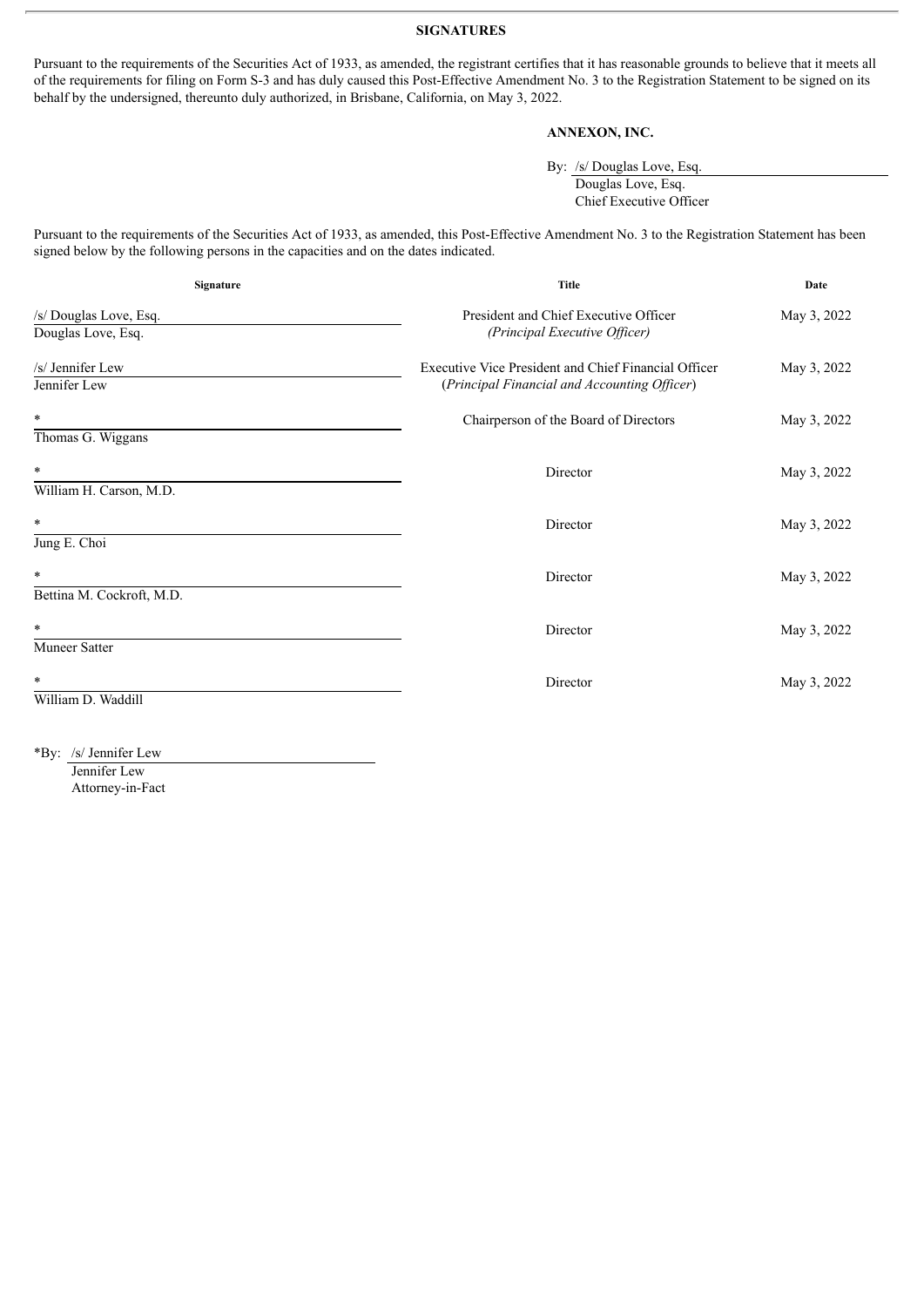**SIGNATURES**

Pursuant to the requirements of the Securities Act of 1933, as amended, the registrant certifies that it has reasonable grounds to believe that it meets all of the requirements for filing on Form S-3 and has duly caused this Post-Effective Amendment No. 3 to the Registration Statement to be signed on its behalf by the undersigned, thereunto duly authorized, in Brisbane, California, on May 3, 2022.

**ANNEXON, INC.**

By: /s/ Douglas Love, Esq.
Douglas Love, Esq.
Chief Executive Officer

Pursuant to the requirements of the Securities Act of 1933, as amended, this Post-Effective Amendment No. 3 to the Registration Statement has been signed below by the following persons in the capacities and on the dates indicated.

| Signature | Title | Date |
|---|---|---|
| /s/ Douglas Love, Esq.<br>Douglas Love, Esq. | President and Chief Executive Officer<br>*(Principal Executive Officer)* | May 3, 2022 |
| /s/ Jennifer Lew<br>Jennifer Lew | Executive Vice President and Chief Financial Officer<br>(*Principal Financial and Accounting Officer*) | May 3, 2022 |
| *<br>Thomas G. Wiggans | Chairperson of the Board of Directors | May 3, 2022 |
| *<br>William H. Carson, M.D. | Director | May 3, 2022 |
| *<br>Jung E. Choi | Director | May 3, 2022 |
| *<br>Bettina M. Cockroft, M.D. | Director | May 3, 2022 |
| *<br>Muneer Satter | Director | May 3, 2022 |
| *<br>William D. Waddill | Director | May 3, 2022 |

*By: /s/ Jennifer Lew
Jennifer Lew
Attorney-in-Fact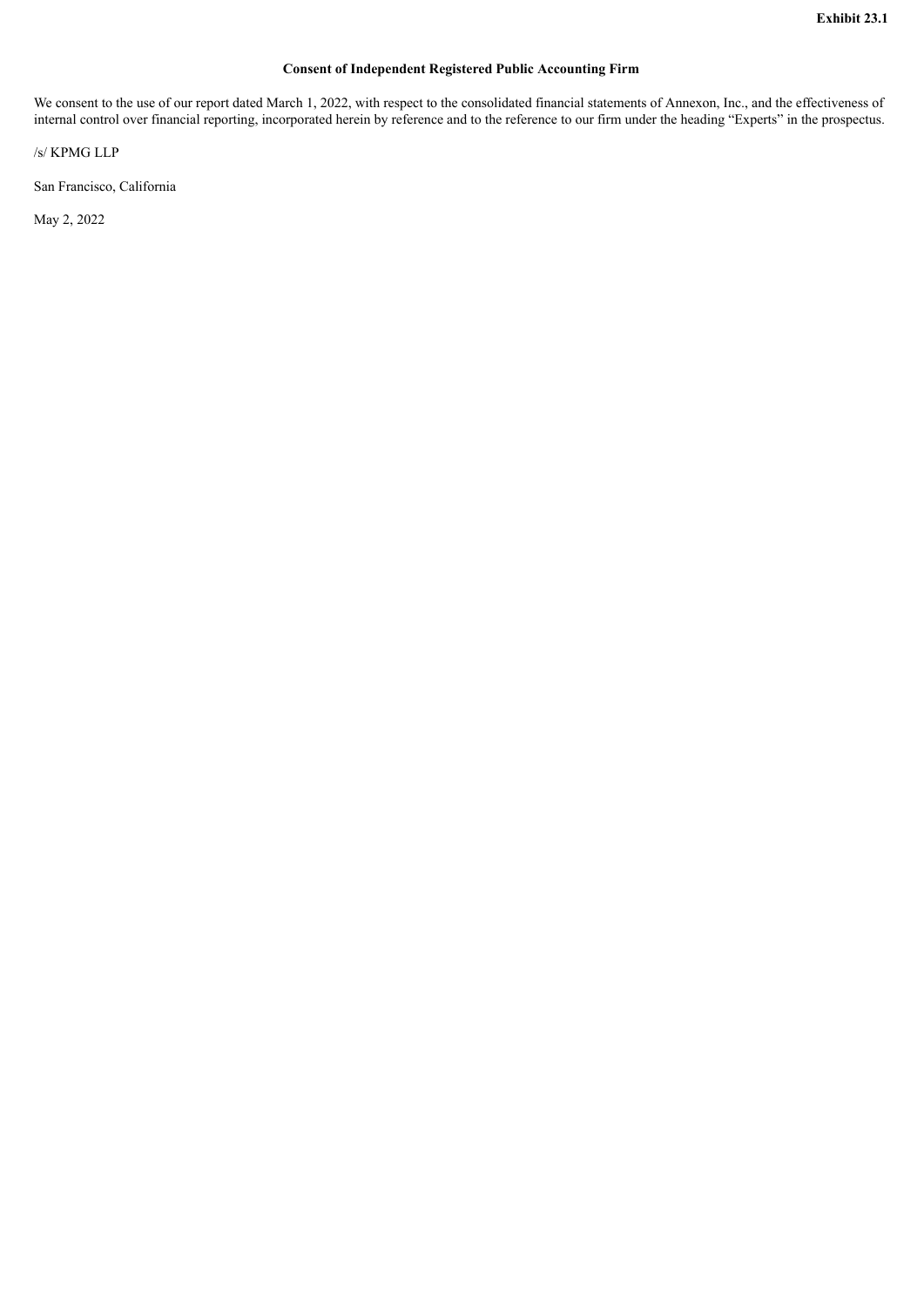**Exhibit 23.1**

**Consent of Independent Registered Public Accounting Firm**

We consent to the use of our report dated March 1, 2022, with respect to the consolidated financial statements of Annexon, Inc., and the effectiveness of internal control over financial reporting, incorporated herein by reference and to the reference to our firm under the heading "Experts" in the prospectus.

/s/ KPMG LLP

San Francisco, California

May 2, 2022